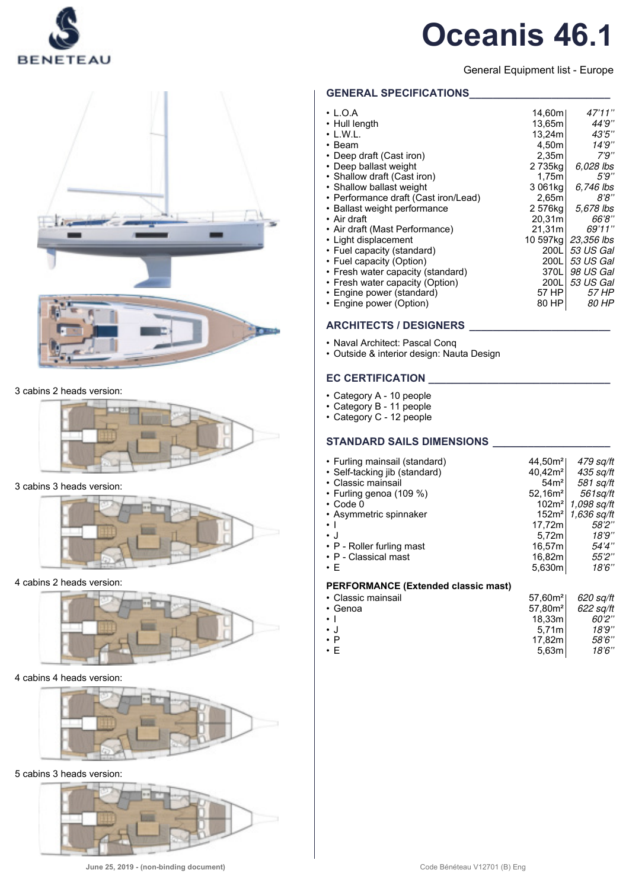BENETEAU

# Oceanis 46.1

General Equipment list - Europe

3 cabins 2 heads version:

3 cabins 3 heads version:

4 cabins 2 heads version:

4 cabins 4 heads version:

5 cabins 3 heads version:

## GENERAL SPECIFICATIONS

| | | |
|---|---|---|
| • L.O.A | 14,60m | *47'11''* |
| • Hull length | 13,65m | *44'9''* |
| • L.W.L. | 13,24m | *43'5''* |
| • Beam | 4,50m | *14'9''* |
| • Deep draft (Cast iron) | 2,35m | *7'9''* |
| • Deep ballast weight | 2 735kg | *6,028 lbs* |
| • Shallow draft (Cast iron) | 1,75m | *5'9''* |
| • Shallow ballast weight | 3 061kg | *6,746 lbs* |
| • Performance draft (Cast iron/Lead) | 2,65m | *8'8''* |
| • Ballast weight performance | 2 576kg | *5,678 lbs* |
| • Air draft | 20,31m | *66'8''* |
| • Air draft (Mast Performance) | 21,31m | *69'11''* |
| • Light displacement | 10 597kg | *23,356 lbs* |
| • Fuel capacity (standard) | 200L | *53 US Gal* |
| • Fuel capacity (Option) | 200L | *53 US Gal* |
| • Fresh water capacity (standard) | 370L | *98 US Gal* |
| • Fresh water capacity (Option) | 200L | *53 US Gal* |
| • Engine power (standard) | 57 HP | *57 HP* |
| • Engine power (Option) | 80 HP | *80 HP* |

## ARCHITECTS / DESIGNERS

- Naval Architect: Pascal Conq
- Outside & interior design: Nauta Design

## EC CERTIFICATION

- Category A - 10 people
- Category B - 11 people
- Category C - 12 people

## STANDARD SAILS DIMENSIONS

| | | |
|---|---|---|
| • Furling mainsail (standard) | 44,50m² | *479 sq/ft* |
| • Self-tacking jib (standard) | 40,42m² | *435 sq/ft* |
| • Classic mainsail | 54m² | *581 sq/ft* |
| • Furling genoa (109 %) | 52,16m² | *561sq/ft* |
| • Code 0 | 102m² | *1,098 sq/ft* |
| • Asymmetric spinnaker | 152m² | *1,636 sq/ft* |
| • I | 17,72m | *58'2''* |
| • J | 5,72m | *18'9''* |
| • P - Roller furling mast | 16,57m | *54'4''* |
| • P - Classical mast | 16,82m | *55'2''* |
| • E | 5,630m | *18'6''* |

**PERFORMANCE (Extended classic mast)**

| | | |
|---|---|---|
| • Classic mainsail | 57,60m² | *620 sq/ft* |
| • Genoa | 57,80m² | *622 sq/ft* |
| • I | 18,33m | *60'2''* |
| • J | 5,71m | *18'9''* |
| • P | 17,82m | *58'6''* |
| • E | 5,63m | *18'6''* |

June 25, 2019 - (non-binding document)

Code Bénéteau V12701 (B) Eng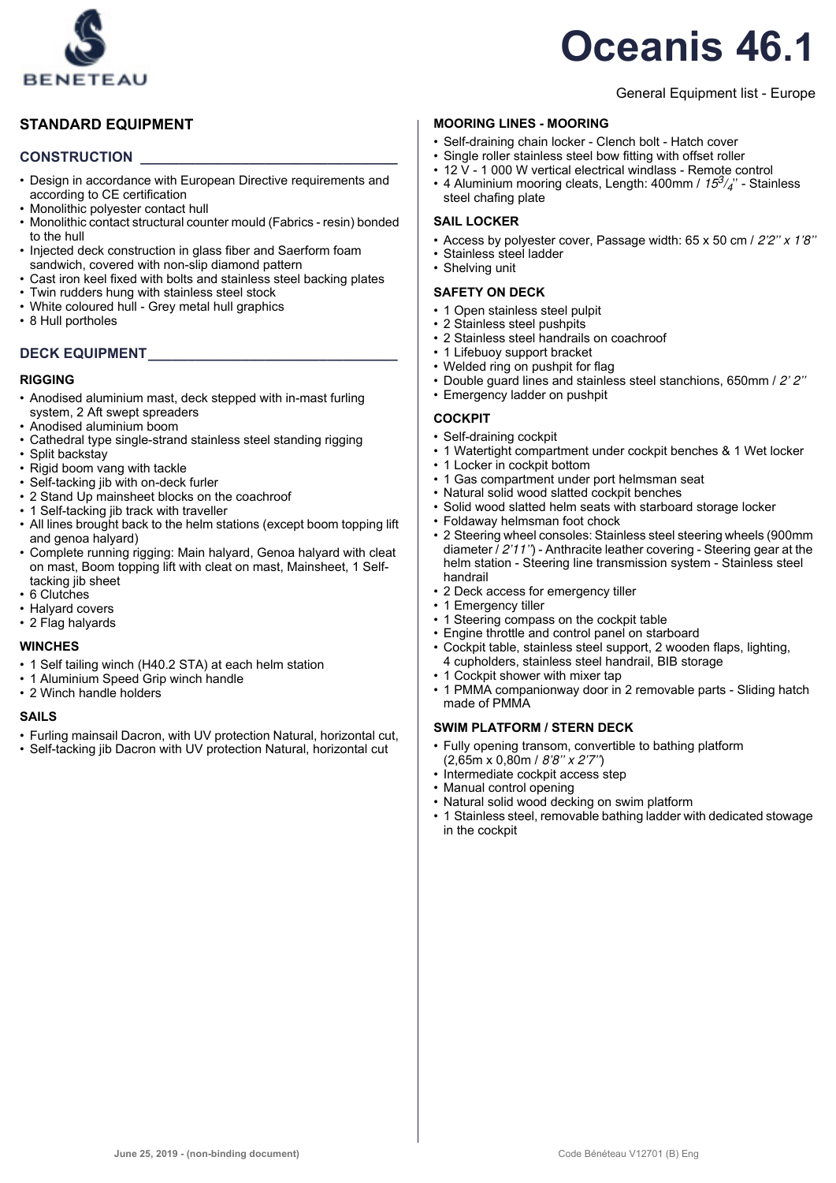# Oceanis 46.1

General Equipment list - Europe

## STANDARD EQUIPMENT

### CONSTRUCTION

- Design in accordance with European Directive requirements and according to CE certification
- Monolithic polyester contact hull
- Monolithic contact structural counter mould (Fabrics - resin) bonded to the hull
- Injected deck construction in glass fiber and Saerform foam sandwich, covered with non-slip diamond pattern
- Cast iron keel fixed with bolts and stainless steel backing plates
- Twin rudders hung with stainless steel stock
- White coloured hull - Grey metal hull graphics
- 8 Hull portholes

### DECK EQUIPMENT

#### RIGGING

- Anodised aluminium mast, deck stepped with in-mast furling system, 2 Aft swept spreaders
- Anodised aluminium boom
- Cathedral type single-strand stainless steel standing rigging
- Split backstay
- Rigid boom vang with tackle
- Self-tacking jib with on-deck furler
- 2 Stand Up mainsheet blocks on the coachroof
- 1 Self-tacking jib track with traveller
- All lines brought back to the helm stations (except boom topping lift and genoa halyard)
- Complete running rigging: Main halyard, Genoa halyard with cleat on mast, Boom topping lift with cleat on mast, Mainsheet, 1 Self-tacking jib sheet
- 6 Clutches
- Halyard covers
- 2 Flag halyards

#### WINCHES

- 1 Self tailing winch (H40.2 STA) at each helm station
- 1 Aluminium Speed Grip winch handle
- 2 Winch handle holders

#### SAILS

- Furling mainsail Dacron, with UV protection Natural, horizontal cut,
- Self-tacking jib Dacron with UV protection Natural, horizontal cut

#### MOORING LINES - MOORING

- Self-draining chain locker - Clench bolt - Hatch cover
- Single roller stainless steel bow fitting with offset roller
- 12 V - 1 000 W vertical electrical windlass - Remote control
- 4 Aluminium mooring cleats, Length: 400mm / *15³/₄''* - Stainless steel chafing plate

#### SAIL LOCKER

- Access by polyester cover, Passage width: 65 x 50 cm / *2'2'' x 1'8''*
- Stainless steel ladder
- Shelving unit

#### SAFETY ON DECK

- 1 Open stainless steel pulpit
- 2 Stainless steel pushpits
- 2 Stainless steel handrails on coachroof
- 1 Lifebuoy support bracket
- Welded ring on pushpit for flag
- Double guard lines and stainless steel stanchions, 650mm / *2' 2''*
- Emergency ladder on pushpit

#### COCKPIT

- Self-draining cockpit
- 1 Watertight compartment under cockpit benches & 1 Wet locker
- 1 Locker in cockpit bottom
- 1 Gas compartment under port helmsman seat
- Natural solid wood slatted cockpit benches
- Solid wood slatted helm seats with starboard storage locker
- Foldaway helmsman foot chock
- 2 Steering wheel consoles: Stainless steel steering wheels (900mm diameter / *2'11''*) - Anthracite leather covering - Steering gear at the helm station - Steering line transmission system - Stainless steel handrail
- 2 Deck access for emergency tiller
- 1 Emergency tiller
- 1 Steering compass on the cockpit table
- Engine throttle and control panel on starboard
- Cockpit table, stainless steel support, 2 wooden flaps, lighting, 4 cupholders, stainless steel handrail, BIB storage
- 1 Cockpit shower with mixer tap
- 1 PMMA companionway door in 2 removable parts - Sliding hatch made of PMMA

#### SWIM PLATFORM / STERN DECK

- Fully opening transom, convertible to bathing platform (2,65m x 0,80m / *8'8'' x 2'7''*)
- Intermediate cockpit access step
- Manual control opening
- Natural solid wood decking on swim platform
- 1 Stainless steel, removable bathing ladder with dedicated stowage in the cockpit

June 25, 2019 - (non-binding document)

Code Bénéteau V12701 (B) Eng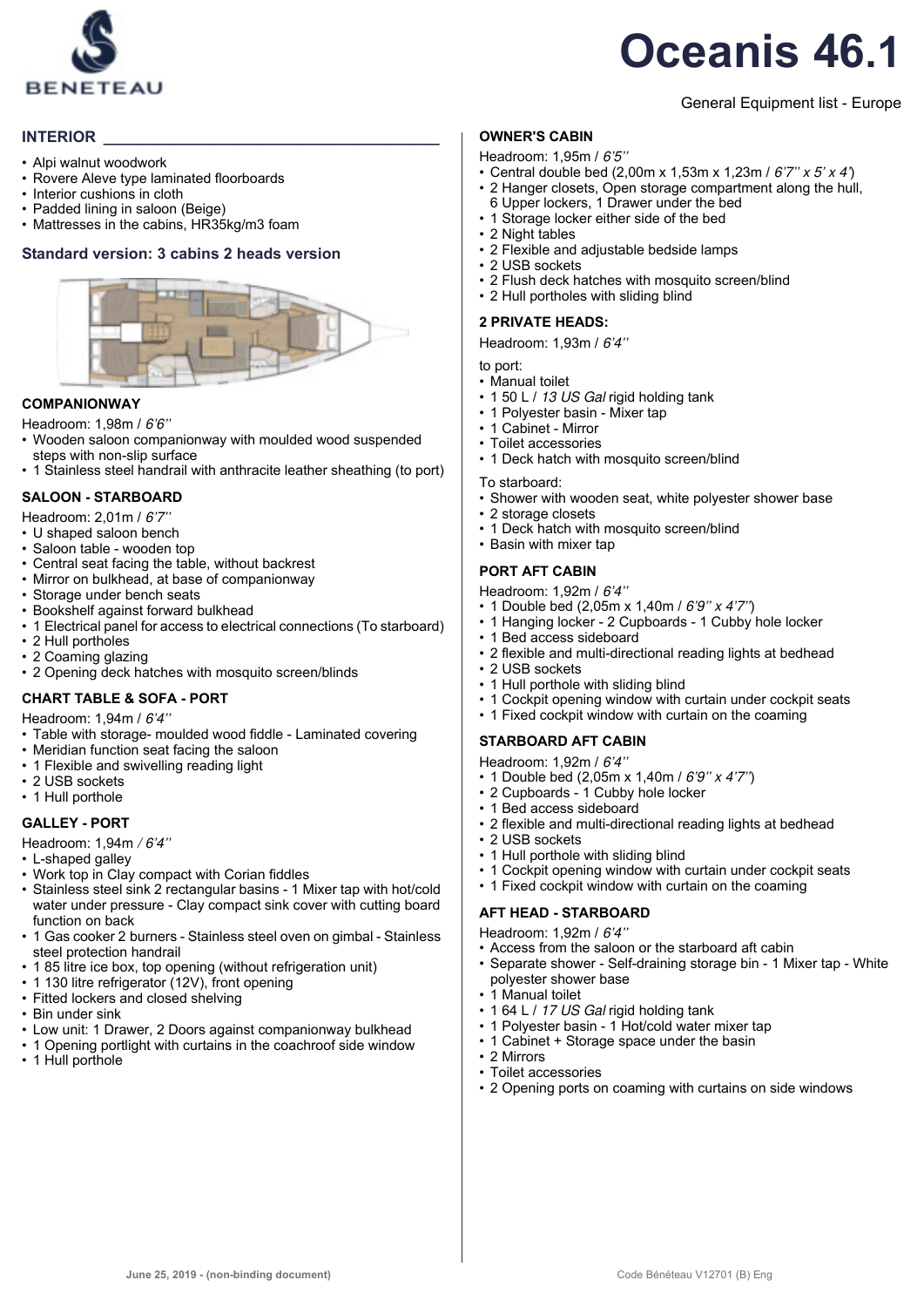# Oceanis 46.1

General Equipment list - Europe

## INTERIOR

- Alpi walnut woodwork
- Rovere Aleve type laminated floorboards
- Interior cushions in cloth
- Padded lining in saloon (Beige)
- Mattresses in the cabins, HR35kg/m3 foam

### Standard version: 3 cabins 2 heads version

#### COMPANIONWAY

Headroom: 1,98m / *6'6''*

- Wooden saloon companionway with moulded wood suspended steps with non-slip surface
- 1 Stainless steel handrail with anthracite leather sheathing (to port)

#### SALOON - STARBOARD

Headroom: 2,01m / *6'7''*

- U shaped saloon bench
- Saloon table - wooden top
- Central seat facing the table, without backrest
- Mirror on bulkhead, at base of companionway
- Storage under bench seats
- Bookshelf against forward bulkhead
- 1 Electrical panel for access to electrical connections (To starboard)
- 2 Hull portholes
- 2 Coaming glazing
- 2 Opening deck hatches with mosquito screen/blinds

#### CHART TABLE & SOFA - PORT

Headroom: 1,94m / *6'4''*

- Table with storage- moulded wood fiddle - Laminated covering
- Meridian function seat facing the saloon
- 1 Flexible and swivelling reading light
- 2 USB sockets
- 1 Hull porthole

#### GALLEY - PORT

Headroom: 1,94m / *6'4''*

- L-shaped galley
- Work top in Clay compact with Corian fiddles
- Stainless steel sink 2 rectangular basins - 1 Mixer tap with hot/cold water under pressure - Clay compact sink cover with cutting board function on back
- 1 Gas cooker 2 burners - Stainless steel oven on gimbal - Stainless steel protection handrail
- 1 85 litre ice box, top opening (without refrigeration unit)
- 1 130 litre refrigerator (12V), front opening
- Fitted lockers and closed shelving
- Bin under sink
- Low unit: 1 Drawer, 2 Doors against companionway bulkhead
- 1 Opening portlight with curtains in the coachroof side window
- 1 Hull porthole

#### OWNER'S CABIN

Headroom: 1,95m / *6'5''*

- Central double bed (2,00m x 1,53m x 1,23m / *6'7'' x 5' x 4'*)
- 2 Hanger closets, Open storage compartment along the hull, 6 Upper lockers, 1 Drawer under the bed
- 1 Storage locker either side of the bed
- 2 Night tables
- 2 Flexible and adjustable bedside lamps
- 2 USB sockets
- 2 Flush deck hatches with mosquito screen/blind
- 2 Hull portholes with sliding blind

#### 2 PRIVATE HEADS:

Headroom: 1,93m / *6'4''*

to port:

- Manual toilet
- 1 50 L / *13 US Gal* rigid holding tank
- 1 Polyester basin - Mixer tap
- 1 Cabinet - Mirror
- Toilet accessories
- 1 Deck hatch with mosquito screen/blind

To starboard:

- Shower with wooden seat, white polyester shower base
- 2 storage closets
- 1 Deck hatch with mosquito screen/blind
- Basin with mixer tap

#### PORT AFT CABIN

Headroom: 1,92m / *6'4''*

- 1 Double bed (2,05m x 1,40m / *6'9'' x 4'7''*)
- 1 Hanging locker - 2 Cupboards - 1 Cubby hole locker
- 1 Bed access sideboard
- 2 flexible and multi-directional reading lights at bedhead
- 2 USB sockets
- 1 Hull porthole with sliding blind
- 1 Cockpit opening window with curtain under cockpit seats
- 1 Fixed cockpit window with curtain on the coaming

#### STARBOARD AFT CABIN

Headroom: 1,92m / *6'4''*

- 1 Double bed (2,05m x 1,40m / *6'9'' x 4'7''*)
- 2 Cupboards - 1 Cubby hole locker
- 1 Bed access sideboard
- 2 flexible and multi-directional reading lights at bedhead
- 2 USB sockets
- 1 Hull porthole with sliding blind
- 1 Cockpit opening window with curtain under cockpit seats
- 1 Fixed cockpit window with curtain on the coaming

#### AFT HEAD - STARBOARD

Headroom: 1,92m / *6'4''*

- Access from the saloon or the starboard aft cabin
- Separate shower - Self-draining storage bin - 1 Mixer tap - White polyester shower base
- 1 Manual toilet
- 1 64 L / *17 US Gal* rigid holding tank
- 1 Polyester basin - 1 Hot/cold water mixer tap
- 1 Cabinet + Storage space under the basin
- 2 Mirrors
- Toilet accessories
- 2 Opening ports on coaming with curtains on side windows

June 25, 2019 - (non-binding document)

Code Bénéteau V12701 (B) Eng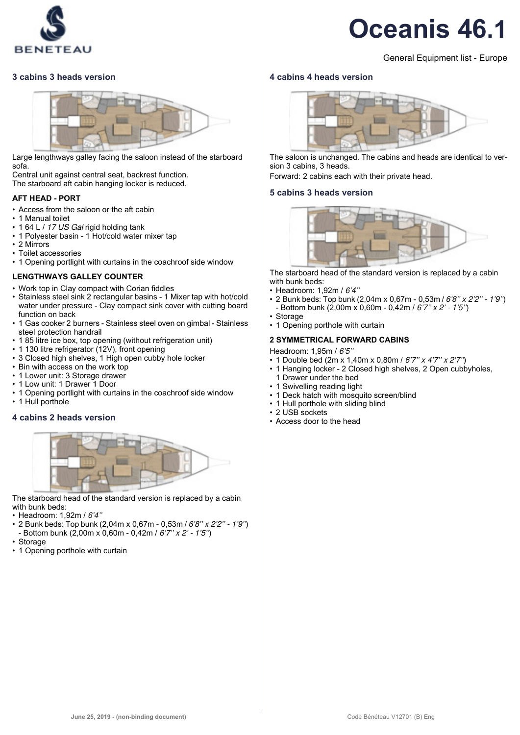# Oceanis 46.1

General Equipment list - Europe

## 3 cabins 3 heads version

Large lengthways galley facing the saloon instead of the starboard sofa.
Central unit against central seat, backrest function.
The starboard aft cabin hanging locker is reduced.

### AFT HEAD - PORT

- Access from the saloon or the aft cabin
- 1 Manual toilet
- 1 64 L / *17 US Gal* rigid holding tank
- 1 Polyester basin - 1 Hot/cold water mixer tap
- 2 Mirrors
- Toilet accessories
- 1 Opening portlight with curtains in the coachroof side window

### LENGTHWAYS GALLEY COUNTER

- Work top in Clay compact with Corian fiddles
- Stainless steel sink 2 rectangular basins - 1 Mixer tap with hot/cold water under pressure - Clay compact sink cover with cutting board function on back
- 1 Gas cooker 2 burners - Stainless steel oven on gimbal - Stainless steel protection handrail
- 1 85 litre ice box, top opening (without refrigeration unit)
- 1 130 litre refrigerator (12V), front opening
- 3 Closed high shelves, 1 High open cubby hole locker
- Bin with access on the work top
- 1 Lower unit: 3 Storage drawer
- 1 Low unit: 1 Drawer 1 Door
- 1 Opening portlight with curtains in the coachroof side window
- 1 Hull porthole

## 4 cabins 2 heads version

The starboard head of the standard version is replaced by a cabin with bunk beds:

- Headroom: 1,92m / *6'4''*
- 2 Bunk beds: Top bunk (2,04m x 0,67m - 0,53m / *6'8'' x 2'2'' - 1'9''*) - Bottom bunk (2,00m x 0,60m - 0,42m / *6'7'' x 2' - 1'5''*)
- Storage
- 1 Opening porthole with curtain

## 4 cabins 4 heads version

The saloon is unchanged. The cabins and heads are identical to version 3 cabins, 3 heads.

Forward: 2 cabins each with their private head.

## 5 cabins 3 heads version

The starboard head of the standard version is replaced by a cabin with bunk beds:

- Headroom: 1,92m / *6'4''*
- 2 Bunk beds: Top bunk (2,04m x 0,67m - 0,53m / *6'8'' x 2'2'' - 1'9''*) - Bottom bunk (2,00m x 0,60m - 0,42m / *6'7'' x 2' - 1'5''*)
- Storage
- 1 Opening porthole with curtain

### 2 SYMMETRICAL FORWARD CABINS

Headroom: 1,95m / *6'5''*

- 1 Double bed (2m x 1,40m x 0,80m / *6'7'' x 4'7'' x 2'7''*)
- 1 Hanging locker - 2 Closed high shelves, 2 Open cubbyholes, 1 Drawer under the bed
- 1 Swivelling reading light
- 1 Deck hatch with mosquito screen/blind
- 1 Hull porthole with sliding blind
- 2 USB sockets
- Access door to the head

**June 25, 2019 - (non-binding document)**

Code Bénéteau V12701 (B) Eng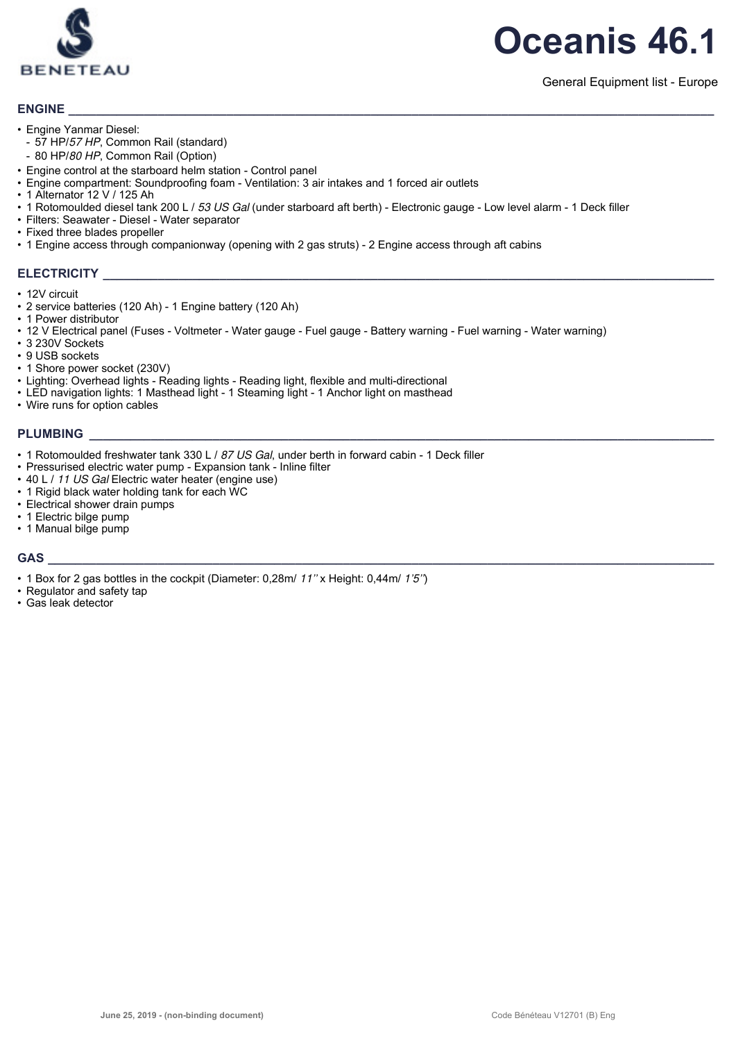# Oceanis 46.1

General Equipment list - Europe

## ENGINE

- Engine Yanmar Diesel:
  - 57 HP/*57 HP*, Common Rail (standard)
  - 80 HP/*80 HP*, Common Rail (Option)
- Engine control at the starboard helm station - Control panel
- Engine compartment: Soundproofing foam - Ventilation: 3 air intakes and 1 forced air outlets
- 1 Alternator 12 V / 125 Ah
- 1 Rotomoulded diesel tank 200 L / *53 US Gal* (under starboard aft berth) - Electronic gauge - Low level alarm - 1 Deck filler
- Filters: Seawater - Diesel - Water separator
- Fixed three blades propeller
- 1 Engine access through companionway (opening with 2 gas struts) - 2 Engine access through aft cabins

## ELECTRICITY

- 12V circuit
- 2 service batteries (120 Ah) - 1 Engine battery (120 Ah)
- 1 Power distributor
- 12 V Electrical panel (Fuses - Voltmeter - Water gauge - Fuel gauge - Battery warning - Fuel warning - Water warning)
- 3 230V Sockets
- 9 USB sockets
- 1 Shore power socket (230V)
- Lighting: Overhead lights - Reading lights - Reading light, flexible and multi-directional
- LED navigation lights: 1 Masthead light - 1 Steaming light - 1 Anchor light on masthead
- Wire runs for option cables

## PLUMBING

- 1 Rotomoulded freshwater tank 330 L / *87 US Gal*, under berth in forward cabin - 1 Deck filler
- Pressurised electric water pump - Expansion tank - Inline filter
- 40 L / *11 US Gal* Electric water heater (engine use)
- 1 Rigid black water holding tank for each WC
- Electrical shower drain pumps
- 1 Electric bilge pump
- 1 Manual bilge pump

## GAS

- 1 Box for 2 gas bottles in the cockpit (Diameter: 0,28m/ *11''* x Height: 0,44m/ *1'5''*)
- Regulator and safety tap
- Gas leak detector

June 25, 2019 - (non-binding document)

Code Bénéteau V12701 (B) Eng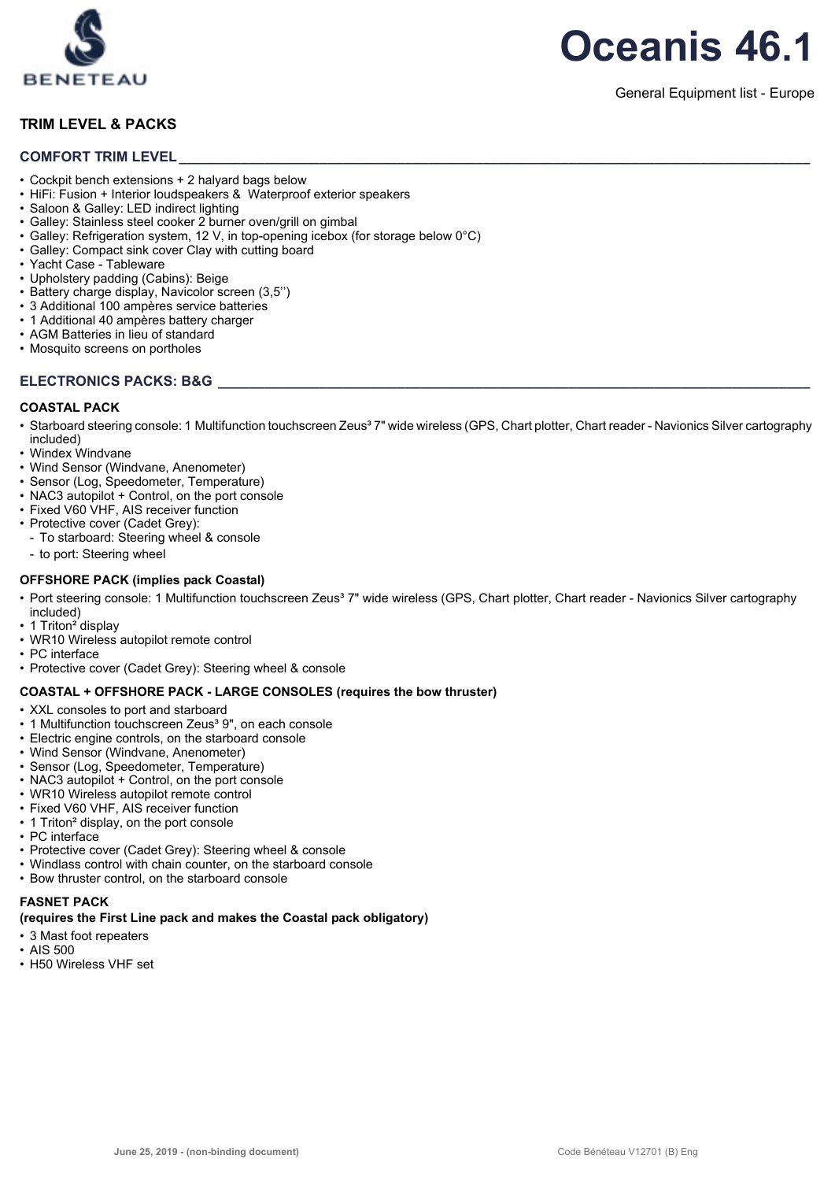# Oceanis 46.1

General Equipment list - Europe

## TRIM LEVEL & PACKS

### COMFORT TRIM LEVEL

- Cockpit bench extensions + 2 halyard bags below
- HiFi: Fusion + Interior loudspeakers & Waterproof exterior speakers
- Saloon & Galley: LED indirect lighting
- Galley: Stainless steel cooker 2 burner oven/grill on gimbal
- Galley: Refrigeration system, 12 V, in top-opening icebox (for storage below 0°C)
- Galley: Compact sink cover Clay with cutting board
- Yacht Case - Tableware
- Upholstery padding (Cabins): Beige
- Battery charge display, Navicolor screen (3,5'')
- 3 Additional 100 ampères service batteries
- 1 Additional 40 ampères battery charger
- AGM Batteries in lieu of standard
- Mosquito screens on portholes

### ELECTRONICS PACKS: B&G

#### COASTAL PACK

- Starboard steering console: 1 Multifunction touchscreen Zeus³ 7" wide wireless (GPS, Chart plotter, Chart reader - Navionics Silver cartography included)
- Windex Windvane
- Wind Sensor (Windvane, Anenometer)
- Sensor (Log, Speedometer, Temperature)
- NAC3 autopilot + Control, on the port console
- Fixed V60 VHF, AIS receiver function
- Protective cover (Cadet Grey):
  - To starboard: Steering wheel & console
  - to port: Steering wheel

#### OFFSHORE PACK (implies pack Coastal)

- Port steering console: 1 Multifunction touchscreen Zeus³ 7" wide wireless (GPS, Chart plotter, Chart reader - Navionics Silver cartography included)
- 1 Triton² display
- WR10 Wireless autopilot remote control
- PC interface
- Protective cover (Cadet Grey): Steering wheel & console

#### COASTAL + OFFSHORE PACK - LARGE CONSOLES (requires the bow thruster)

- XXL consoles to port and starboard
- 1 Multifunction touchscreen Zeus³ 9", on each console
- Electric engine controls, on the starboard console
- Wind Sensor (Windvane, Anenometer)
- Sensor (Log, Speedometer, Temperature)
- NAC3 autopilot + Control, on the port console
- WR10 Wireless autopilot remote control
- Fixed V60 VHF, AIS receiver function
- 1 Triton² display, on the port console
- PC interface
- Protective cover (Cadet Grey): Steering wheel & console
- Windlass control with chain counter, on the starboard console
- Bow thruster control, on the starboard console

#### FASNET PACK
**(requires the First Line pack and makes the Coastal pack obligatory)**

- 3 Mast foot repeaters
- AIS 500
- H50 Wireless VHF set

June 25, 2019 - (non-binding document)

Code Bénéteau V12701 (B) Eng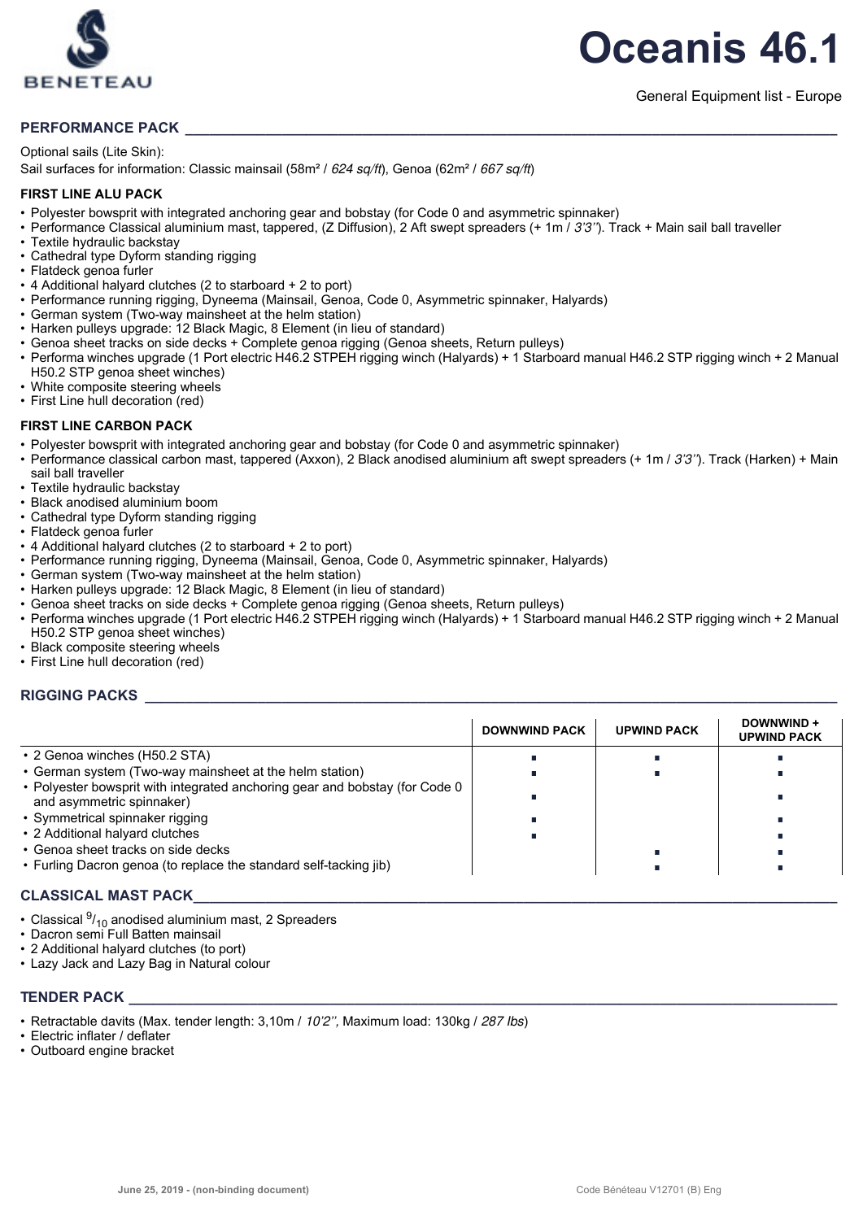# Oceanis 46.1

General Equipment list - Europe

## PERFORMANCE PACK

Optional sails (Lite Skin):
Sail surfaces for information: Classic mainsail (58m² / *624 sq/ft*), Genoa (62m² / *667 sq/ft*)

### FIRST LINE ALU PACK

- Polyester bowsprit with integrated anchoring gear and bobstay (for Code 0 and asymmetric spinnaker)
- Performance Classical aluminium mast, tappered, (Z Diffusion), 2 Aft swept spreaders (+ 1m / *3'3''*). Track + Main sail ball traveller
- Textile hydraulic backstay
- Cathedral type Dyform standing rigging
- Flatdeck genoa furler
- 4 Additional halyard clutches (2 to starboard + 2 to port)
- Performance running rigging, Dyneema (Mainsail, Genoa, Code 0, Asymmetric spinnaker, Halyards)
- German system (Two-way mainsheet at the helm station)
- Harken pulleys upgrade: 12 Black Magic, 8 Element (in lieu of standard)
- Genoa sheet tracks on side decks + Complete genoa rigging (Genoa sheets, Return pulleys)
- Performa winches upgrade (1 Port electric H46.2 STPEH rigging winch (Halyards) + 1 Starboard manual H46.2 STP rigging winch + 2 Manual H50.2 STP genoa sheet winches)
- White composite steering wheels
- First Line hull decoration (red)

### FIRST LINE CARBON PACK

- Polyester bowsprit with integrated anchoring gear and bobstay (for Code 0 and asymmetric spinnaker)
- Performance classical carbon mast, tappered (Axxon), 2 Black anodised aluminium aft swept spreaders (+ 1m / *3'3''*). Track (Harken) + Main sail ball traveller
- Textile hydraulic backstay
- Black anodised aluminium boom
- Cathedral type Dyform standing rigging
- Flatdeck genoa furler
- 4 Additional halyard clutches (2 to starboard + 2 to port)
- Performance running rigging, Dyneema (Mainsail, Genoa, Code 0, Asymmetric spinnaker, Halyards)
- German system (Two-way mainsheet at the helm station)
- Harken pulleys upgrade: 12 Black Magic, 8 Element (in lieu of standard)
- Genoa sheet tracks on side decks + Complete genoa rigging (Genoa sheets, Return pulleys)
- Performa winches upgrade (1 Port electric H46.2 STPEH rigging winch (Halyards) + 1 Starboard manual H46.2 STP rigging winch + 2 Manual H50.2 STP genoa sheet winches)
- Black composite steering wheels
- First Line hull decoration (red)

## RIGGING PACKS

| | DOWNWIND PACK | UPWIND PACK | DOWNWIND + UPWIND PACK |
|---|---|---|---|
| • 2 Genoa winches (H50.2 STA) | ▪ | ▪ | ▪ |
| • German system (Two-way mainsheet at the helm station) | ▪ | ▪ | ▪ |
| • Polyester bowsprit with integrated anchoring gear and bobstay (for Code 0 and asymmetric spinnaker) | ▪ | | ▪ |
| • Symmetrical spinnaker rigging | ▪ | | ▪ |
| • 2 Additional halyard clutches | ▪ | | ▪ |
| • Genoa sheet tracks on side decks | | ▪ | ▪ |
| • Furling Dacron genoa (to replace the standard self-tacking jib) | | ▪ | ▪ |

## CLASSICAL MAST PACK

- Classical $^{9}/_{10}$ anodised aluminium mast, 2 Spreaders
- Dacron semi Full Batten mainsail
- 2 Additional halyard clutches (to port)
- Lazy Jack and Lazy Bag in Natural colour

## TENDER PACK

- Retractable davits (Max. tender length: 3,10m / *10'2''*, Maximum load: 130kg / *287 lbs*)
- Electric inflater / deflater
- Outboard engine bracket

June 25, 2019 - (non-binding document)

Code Bénéteau V12701 (B) Eng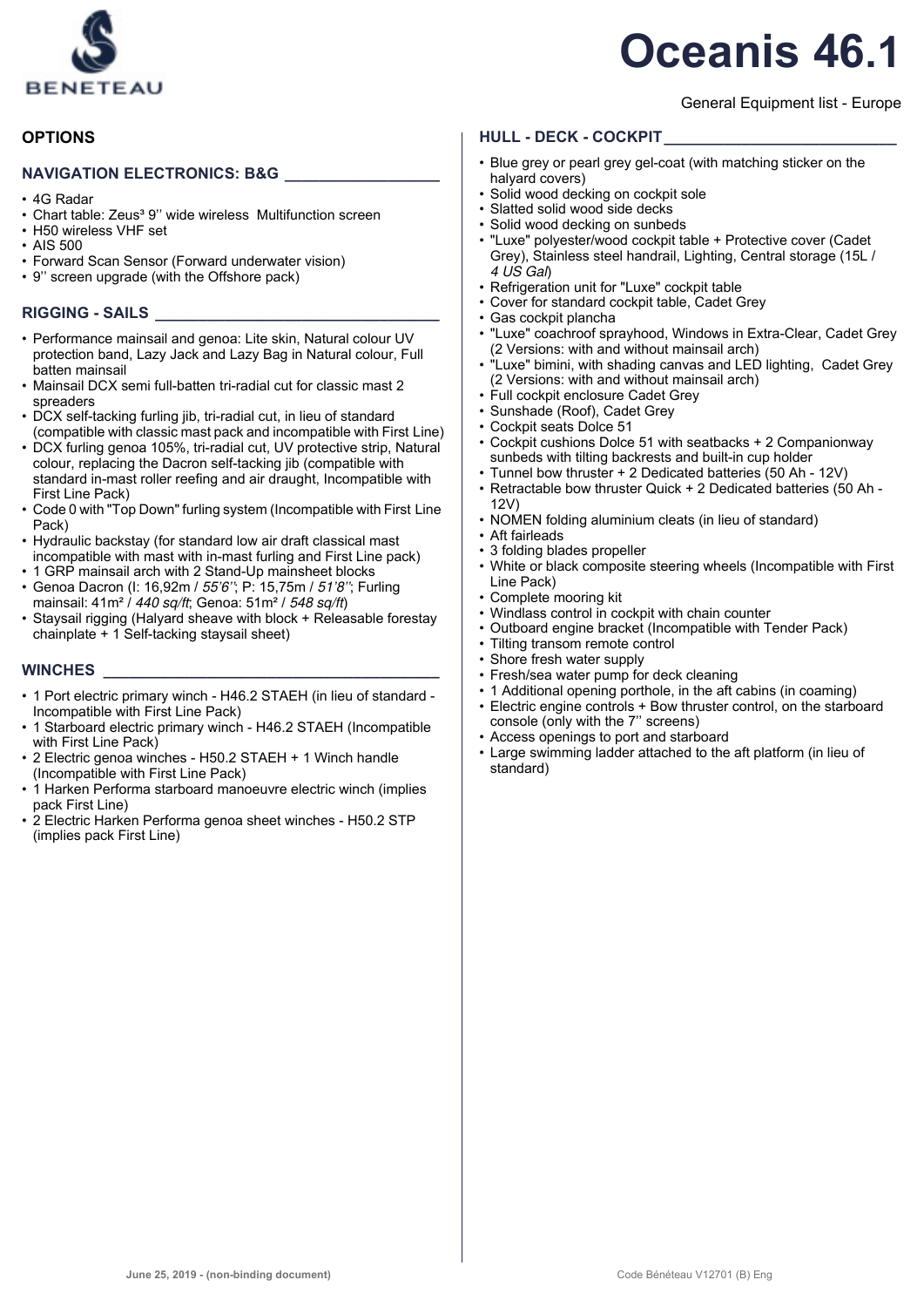# Oceanis 46.1

General Equipment list - Europe

## OPTIONS

### NAVIGATION ELECTRONICS: B&G

- 4G Radar
- Chart table: Zeus³ 9'' wide wireless Multifunction screen
- H50 wireless VHF set
- AIS 500
- Forward Scan Sensor (Forward underwater vision)
- 9'' screen upgrade (with the Offshore pack)

### RIGGING - SAILS

- Performance mainsail and genoa: Lite skin, Natural colour UV protection band, Lazy Jack and Lazy Bag in Natural colour, Full batten mainsail
- Mainsail DCX semi full-batten tri-radial cut for classic mast 2 spreaders
- DCX self-tacking furling jib, tri-radial cut, in lieu of standard (compatible with classic mast pack and incompatible with First Line)
- DCX furling genoa 105%, tri-radial cut, UV protective strip, Natural colour, replacing the Dacron self-tacking jib (compatible with standard in-mast roller reefing and air draught, Incompatible with First Line Pack)
- Code 0 with "Top Down" furling system (Incompatible with First Line Pack)
- Hydraulic backstay (for standard low air draft classical mast incompatible with mast with in-mast furling and First Line pack)
- 1 GRP mainsail arch with 2 Stand-Up mainsheet blocks
- Genoa Dacron (I: 16,92m / *55'6''*; P: 15,75m / *51'8''*; Furling mainsail: 41m² / *440 sq/ft*; Genoa: 51m² / *548 sq/ft*)
- Staysail rigging (Halyard sheave with block + Releasable forestay chainplate + 1 Self-tacking staysail sheet)

### WINCHES

- 1 Port electric primary winch - H46.2 STAEH (in lieu of standard - Incompatible with First Line Pack)
- 1 Starboard electric primary winch - H46.2 STAEH (Incompatible with First Line Pack)
- 2 Electric genoa winches - H50.2 STAEH + 1 Winch handle (Incompatible with First Line Pack)
- 1 Harken Performa starboard manoeuvre electric winch (implies pack First Line)
- 2 Electric Harken Performa genoa sheet winches - H50.2 STP (implies pack First Line)

### HULL - DECK - COCKPIT

- Blue grey or pearl grey gel-coat (with matching sticker on the halyard covers)
- Solid wood decking on cockpit sole
- Slatted solid wood side decks
- Solid wood decking on sunbeds
- "Luxe" polyester/wood cockpit table + Protective cover (Cadet Grey), Stainless steel handrail, Lighting, Central storage (15L / *4 US Gal*)
- Refrigeration unit for "Luxe" cockpit table
- Cover for standard cockpit table, Cadet Grey
- Gas cockpit plancha
- "Luxe" coachroof sprayhood, Windows in Extra-Clear, Cadet Grey (2 Versions: with and without mainsail arch)
- "Luxe" bimini, with shading canvas and LED lighting, Cadet Grey (2 Versions: with and without mainsail arch)
- Full cockpit enclosure Cadet Grey
- Sunshade (Roof), Cadet Grey
- Cockpit seats Dolce 51
- Cockpit cushions Dolce 51 with seatbacks + 2 Companionway sunbeds with tilting backrests and built-in cup holder
- Tunnel bow thruster + 2 Dedicated batteries (50 Ah - 12V)
- Retractable bow thruster Quick + 2 Dedicated batteries (50 Ah - 12V)
- NOMEN folding aluminium cleats (in lieu of standard)
- Aft fairleads
- 3 folding blades propeller
- White or black composite steering wheels (Incompatible with First Line Pack)
- Complete mooring kit
- Windlass control in cockpit with chain counter
- Outboard engine bracket (Incompatible with Tender Pack)
- Tilting transom remote control
- Shore fresh water supply
- Fresh/sea water pump for deck cleaning
- 1 Additional opening porthole, in the aft cabins (in coaming)
- Electric engine controls + Bow thruster control, on the starboard console (only with the 7'' screens)
- Access openings to port and starboard
- Large swimming ladder attached to the aft platform (in lieu of standard)

June 25, 2019 - (non-binding document)

Code Bénéteau V12701 (B) Eng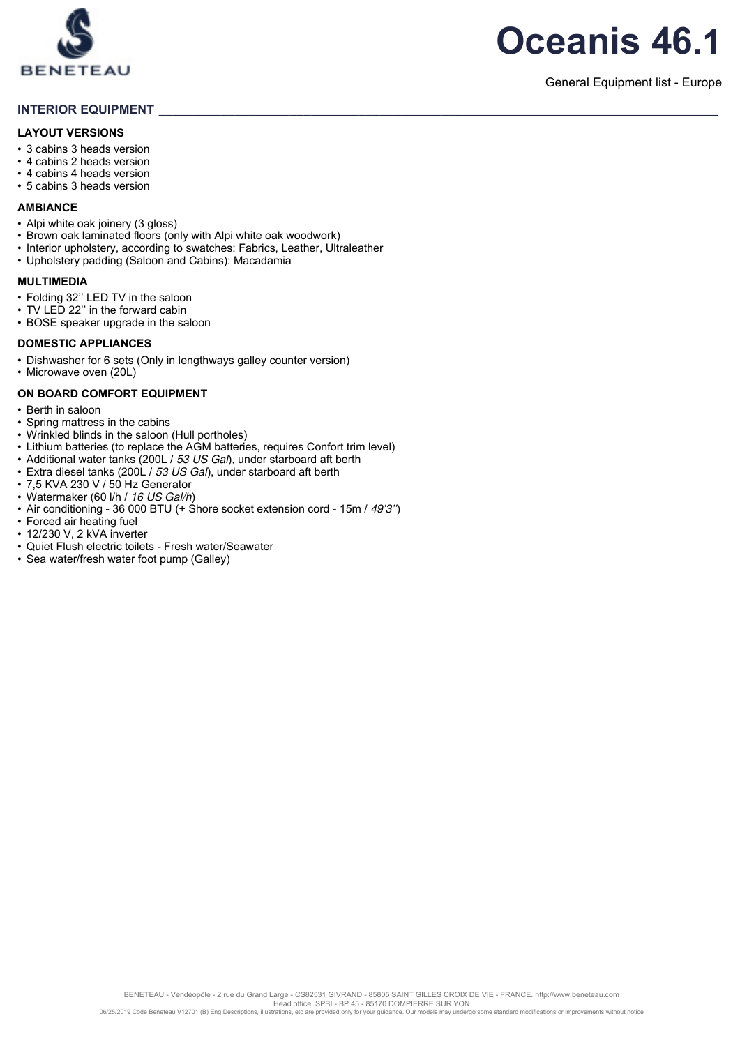# Oceanis 46.1

General Equipment list - Europe

## INTERIOR EQUIPMENT

### LAYOUT VERSIONS

- 3 cabins 3 heads version
- 4 cabins 2 heads version
- 4 cabins 4 heads version
- 5 cabins 3 heads version

### AMBIANCE

- Alpi white oak joinery (3 gloss)
- Brown oak laminated floors (only with Alpi white oak woodwork)
- Interior upholstery, according to swatches: Fabrics, Leather, Ultraleather
- Upholstery padding (Saloon and Cabins): Macadamia

### MULTIMEDIA

- Folding 32'' LED TV in the saloon
- TV LED 22'' in the forward cabin
- BOSE speaker upgrade in the saloon

### DOMESTIC APPLIANCES

- Dishwasher for 6 sets (Only in lengthways galley counter version)
- Microwave oven (20L)

### ON BOARD COMFORT EQUIPMENT

- Berth in saloon
- Spring mattress in the cabins
- Wrinkled blinds in the saloon (Hull portholes)
- Lithium batteries (to replace the AGM batteries, requires Confort trim level)
- Additional water tanks (200L / *53 US Gal*), under starboard aft berth
- Extra diesel tanks (200L / *53 US Gal*), under starboard aft berth
- 7,5 KVA 230 V / 50 Hz Generator
- Watermaker (60 l/h / *16 US Gal/h*)
- Air conditioning - 36 000 BTU (+ Shore socket extension cord - 15m / *49'3''*)
- Forced air heating fuel
- 12/230 V, 2 kVA inverter
- Quiet Flush electric toilets - Fresh water/Seawater
- Sea water/fresh water foot pump (Galley)

BENETEAU - Vendéopôle - 2 rue du Grand Large - CS82531 GIVRAND - 85805 SAINT GILLES CROIX DE VIE - FRANCE. http://www.beneteau.com
Head office: SPBI - BP 45 - 85170 DOMPIERRE SUR YON
06/25/2019 Code Beneteau V12701 (B) Eng Descriptions, illustrations, etc are provided only for your guidance. Our models may undergo some standard modifications or improvements without notice